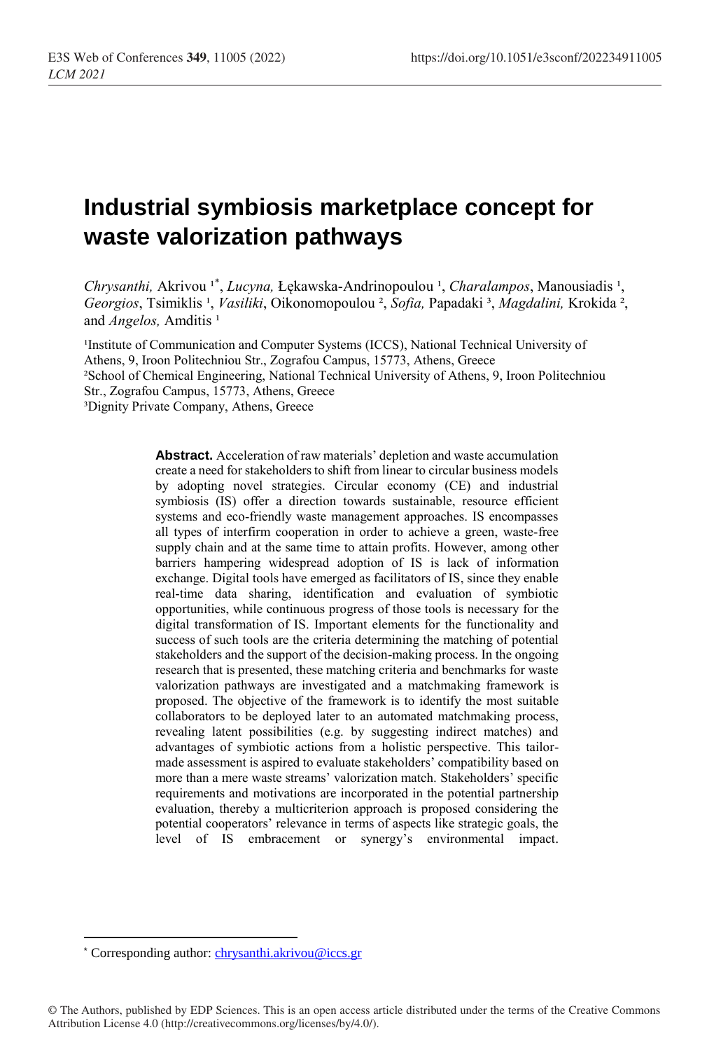# Industrial symbiosis marketplace concept for waste valorization pathways

*Chrysanthi,* Akrivou [1*], *Lucyna,* Łękawska-Andrinopoulou [1], *Charalampos*, Manousiadis [1], *Georgios*, Tsimiklis [1], *Vasiliki*, Oikonomopoulou [2], *Sofia,* Papadaki [3], *Magdalini,* Krokida [2], and *Angelos,* Amditis [1]

[1]Institute of Communication and Computer Systems (ICCS), National Technical University of Athens, 9, Iroon Politechniou Str., Zografou Campus, 15773, Athens, Greece
[2]School of Chemical Engineering, National Technical University of Athens, 9, Iroon Politechniou Str., Zografou Campus, 15773, Athens, Greece
[3]Dignity Private Company, Athens, Greece

**Abstract.** Acceleration of raw materials' depletion and waste accumulation create a need for stakeholders to shift from linear to circular business models by adopting novel strategies. Circular economy (CE) and industrial symbiosis (IS) offer a direction towards sustainable, resource efficient systems and eco-friendly waste management approaches. IS encompasses all types of interfirm cooperation in order to achieve a green, waste-free supply chain and at the same time to attain profits. However, among other barriers hampering widespread adoption of IS is lack of information exchange. Digital tools have emerged as facilitators of IS, since they enable real-time data sharing, identification and evaluation of symbiotic opportunities, while continuous progress of those tools is necessary for the digital transformation of IS. Important elements for the functionality and success of such tools are the criteria determining the matching of potential stakeholders and the support of the decision-making process. In the ongoing research that is presented, these matching criteria and benchmarks for waste valorization pathways are investigated and a matchmaking framework is proposed. The objective of the framework is to identify the most suitable collaborators to be deployed later to an automated matchmaking process, revealing latent possibilities (e.g. by suggesting indirect matches) and advantages of symbiotic actions from a holistic perspective. This tailor-made assessment is aspired to evaluate stakeholders' compatibility based on more than a mere waste streams' valorization match. Stakeholders' specific requirements and motivations are incorporated in the potential partnership evaluation, thereby a multicriterion approach is proposed considering the potential cooperators' relevance in terms of aspects like strategic goals, the level of IS embracement or synergy's environmental impact.

* Corresponding author: chrysanthi.akrivou@iccs.gr

© The Authors, published by EDP Sciences. This is an open access article distributed under the terms of the Creative Commons Attribution License 4.0 (http://creativecommons.org/licenses/by/4.0/).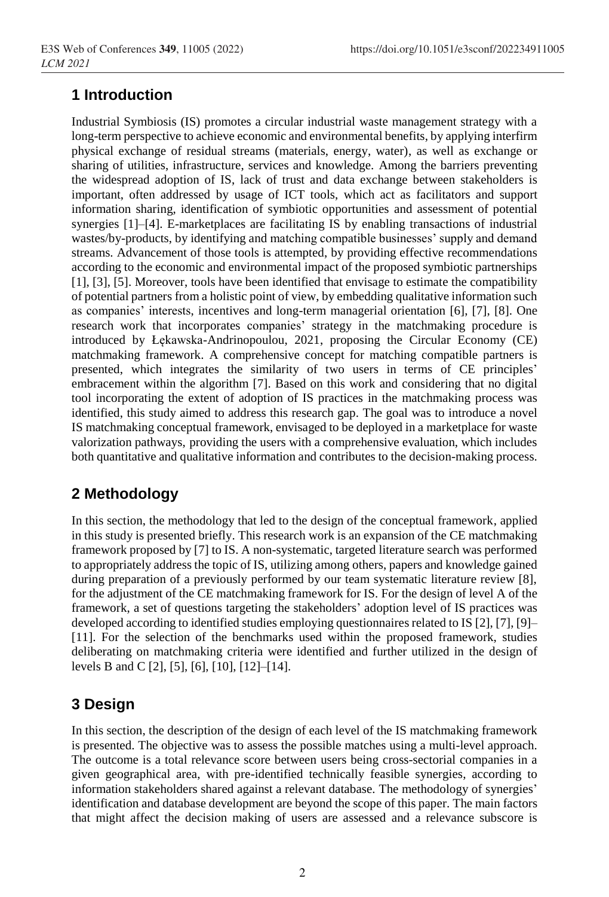## 1 Introduction

Industrial Symbiosis (IS) promotes a circular industrial waste management strategy with a long-term perspective to achieve economic and environmental benefits, by applying interfirm physical exchange of residual streams (materials, energy, water), as well as exchange or sharing of utilities, infrastructure, services and knowledge. Among the barriers preventing the widespread adoption of IS, lack of trust and data exchange between stakeholders is important, often addressed by usage of ICT tools, which act as facilitators and support information sharing, identification of symbiotic opportunities and assessment of potential synergies [1]–[4]. E-marketplaces are facilitating IS by enabling transactions of industrial wastes/by-products, by identifying and matching compatible businesses' supply and demand streams. Advancement of those tools is attempted, by providing effective recommendations according to the economic and environmental impact of the proposed symbiotic partnerships [1], [3], [5]. Moreover, tools have been identified that envisage to estimate the compatibility of potential partners from a holistic point of view, by embedding qualitative information such as companies' interests, incentives and long-term managerial orientation [6], [7], [8]. One research work that incorporates companies' strategy in the matchmaking procedure is introduced by Łękawska-Andrinopoulou, 2021, proposing the Circular Economy (CE) matchmaking framework. A comprehensive concept for matching compatible partners is presented, which integrates the similarity of two users in terms of CE principles' embracement within the algorithm [7]. Based on this work and considering that no digital tool incorporating the extent of adoption of IS practices in the matchmaking process was identified, this study aimed to address this research gap. The goal was to introduce a novel IS matchmaking conceptual framework, envisaged to be deployed in a marketplace for waste valorization pathways, providing the users with a comprehensive evaluation, which includes both quantitative and qualitative information and contributes to the decision-making process.

## 2 Methodology

In this section, the methodology that led to the design of the conceptual framework, applied in this study is presented briefly. This research work is an expansion of the CE matchmaking framework proposed by [7] to IS. A non-systematic, targeted literature search was performed to appropriately address the topic of IS, utilizing among others, papers and knowledge gained during preparation of a previously performed by our team systematic literature review [8], for the adjustment of the CE matchmaking framework for IS. For the design of level A of the framework, a set of questions targeting the stakeholders' adoption level of IS practices was developed according to identified studies employing questionnaires related to IS [2], [7], [9]–[11]. For the selection of the benchmarks used within the proposed framework, studies deliberating on matchmaking criteria were identified and further utilized in the design of levels B and C [2], [5], [6], [10], [12]–[14].

## 3 Design

In this section, the description of the design of each level of the IS matchmaking framework is presented. The objective was to assess the possible matches using a multi-level approach. The outcome is a total relevance score between users being cross-sectorial companies in a given geographical area, with pre-identified technically feasible synergies, according to information stakeholders shared against a relevant database. The methodology of synergies' identification and database development are beyond the scope of this paper. The main factors that might affect the decision making of users are assessed and a relevance subscore is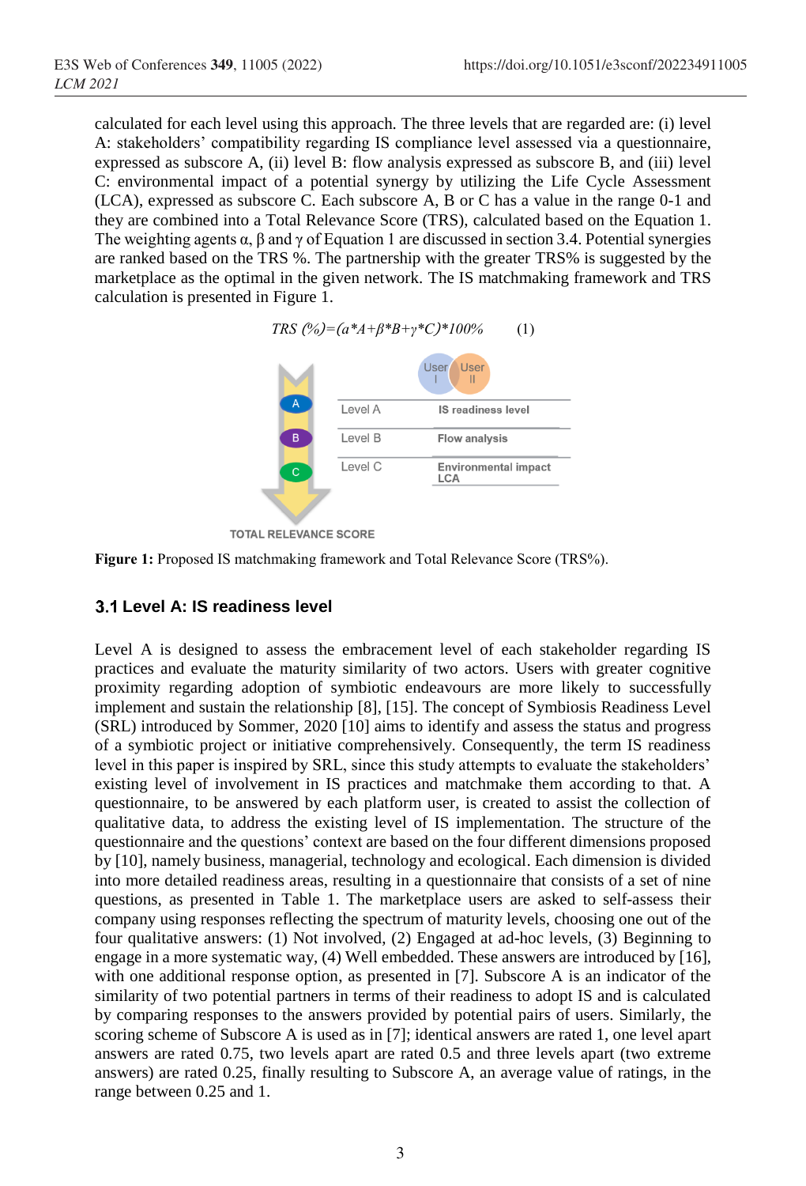calculated for each level using this approach. The three levels that are regarded are: (i) level A: stakeholders' compatibility regarding IS compliance level assessed via a questionnaire, expressed as subscore A, (ii) level B: flow analysis expressed as subscore B, and (iii) level C: environmental impact of a potential synergy by utilizing the Life Cycle Assessment (LCA), expressed as subscore C. Each subscore A, B or C has a value in the range 0-1 and they are combined into a Total Relevance Score (TRS), calculated based on the Equation 1. The weighting agents α, β and γ of Equation 1 are discussed in section 3.4. Potential synergies are ranked based on the TRS %. The partnership with the greater TRS% is suggested by the marketplace as the optimal in the given network. The IS matchmaking framework and TRS calculation is presented in Figure 1.

$$TRS\ (\%) = (\alpha * A + \beta * B + \gamma * C) * 100\% \quad (1)$$

Figure 1: Proposed IS matchmaking framework and Total Relevance Score (TRS%).

### 3.1 Level A: IS readiness level

Level A is designed to assess the embracement level of each stakeholder regarding IS practices and evaluate the maturity similarity of two actors. Users with greater cognitive proximity regarding adoption of symbiotic endeavours are more likely to successfully implement and sustain the relationship [8], [15]. The concept of Symbiosis Readiness Level (SRL) introduced by Sommer, 2020 [10] aims to identify and assess the status and progress of a symbiotic project or initiative comprehensively. Consequently, the term IS readiness level in this paper is inspired by SRL, since this study attempts to evaluate the stakeholders' existing level of involvement in IS practices and matchmake them according to that. A questionnaire, to be answered by each platform user, is created to assist the collection of qualitative data, to address the existing level of IS implementation. The structure of the questionnaire and the questions' context are based on the four different dimensions proposed by [10], namely business, managerial, technology and ecological. Each dimension is divided into more detailed readiness areas, resulting in a questionnaire that consists of a set of nine questions, as presented in Table 1. The marketplace users are asked to self-assess their company using responses reflecting the spectrum of maturity levels, choosing one out of the four qualitative answers: (1) Not involved, (2) Engaged at ad-hoc levels, (3) Beginning to engage in a more systematic way, (4) Well embedded. These answers are introduced by [16], with one additional response option, as presented in [7]. Subscore A is an indicator of the similarity of two potential partners in terms of their readiness to adopt IS and is calculated by comparing responses to the answers provided by potential pairs of users. Similarly, the scoring scheme of Subscore A is used as in [7]; identical answers are rated 1, one level apart answers are rated 0.75, two levels apart are rated 0.5 and three levels apart (two extreme answers) are rated 0.25, finally resulting to Subscore A, an average value of ratings, in the range between 0.25 and 1.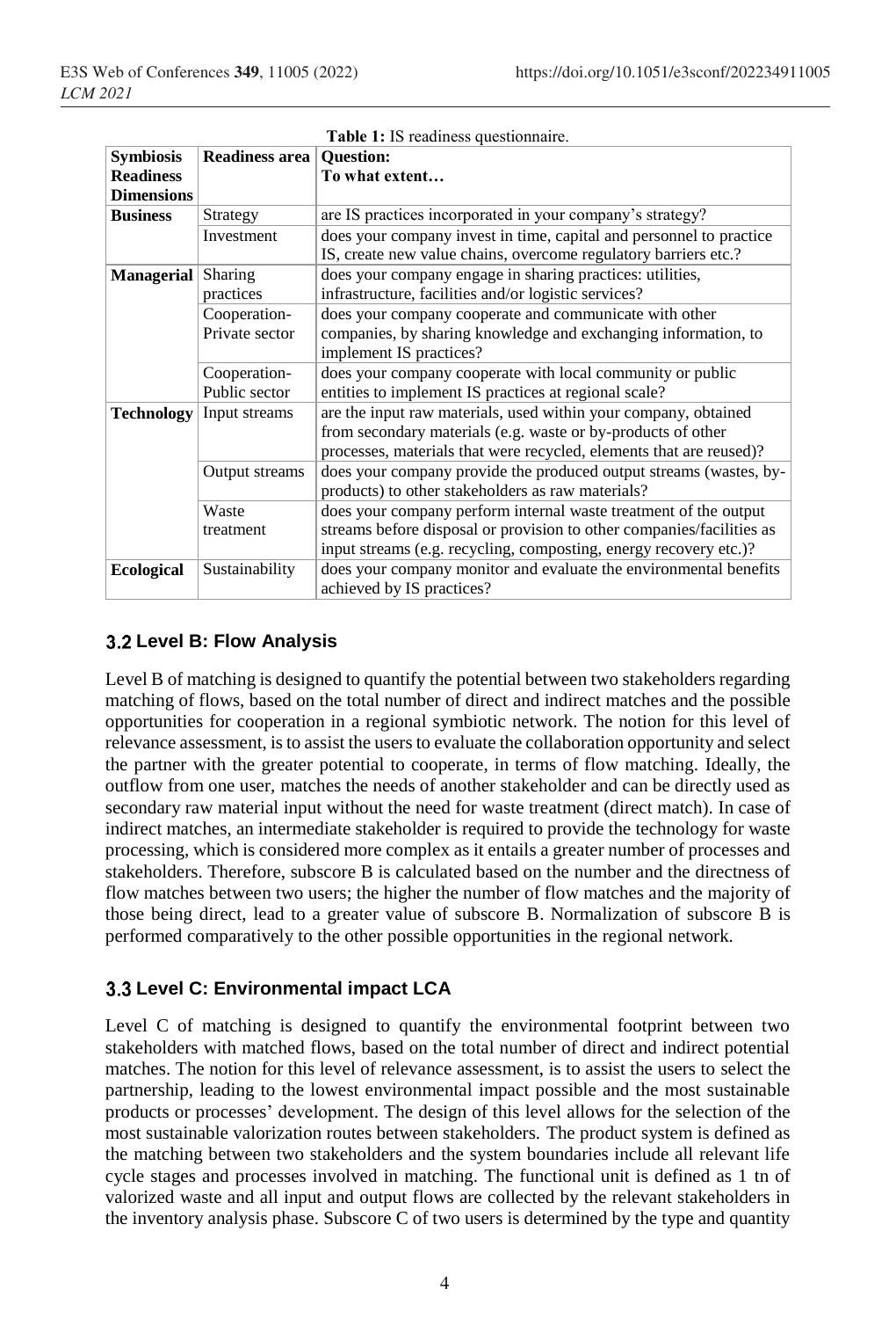**Table 1:** IS readiness questionnaire.

| Symbiosis Readiness Dimensions | Readiness area | Question: To what extent… |
|---|---|---|
| **Business** | Strategy | are IS practices incorporated in your company's strategy? |
| | Investment | does your company invest in time, capital and personnel to practice IS, create new value chains, overcome regulatory barriers etc.? |
| **Managerial** | Sharing practices | does your company engage in sharing practices: utilities, infrastructure, facilities and/or logistic services? |
| | Cooperation-Private sector | does your company cooperate and communicate with other companies, by sharing knowledge and exchanging information, to implement IS practices? |
| | Cooperation-Public sector | does your company cooperate with local community or public entities to implement IS practices at regional scale? |
| **Technology** | Input streams | are the input raw materials, used within your company, obtained from secondary materials (e.g. waste or by-products of other processes, materials that were recycled, elements that are reused)? |
| | Output streams | does your company provide the produced output streams (wastes, by-products) to other stakeholders as raw materials? |
| | Waste treatment | does your company perform internal waste treatment of the output streams before disposal or provision to other companies/facilities as input streams (e.g. recycling, composting, energy recovery etc.)? |
| **Ecological** | Sustainability | does your company monitor and evaluate the environmental benefits achieved by IS practices? |

## 3.2 Level B: Flow Analysis

Level B of matching is designed to quantify the potential between two stakeholders regarding matching of flows, based on the total number of direct and indirect matches and the possible opportunities for cooperation in a regional symbiotic network. The notion for this level of relevance assessment, is to assist the users to evaluate the collaboration opportunity and select the partner with the greater potential to cooperate, in terms of flow matching. Ideally, the outflow from one user, matches the needs of another stakeholder and can be directly used as secondary raw material input without the need for waste treatment (direct match). In case of indirect matches, an intermediate stakeholder is required to provide the technology for waste processing, which is considered more complex as it entails a greater number of processes and stakeholders. Therefore, subscore B is calculated based on the number and the directness of flow matches between two users; the higher the number of flow matches and the majority of those being direct, lead to a greater value of subscore B. Normalization of subscore B is performed comparatively to the other possible opportunities in the regional network.

## 3.3 Level C: Environmental impact LCA

Level C of matching is designed to quantify the environmental footprint between two stakeholders with matched flows, based on the total number of direct and indirect potential matches. The notion for this level of relevance assessment, is to assist the users to select the partnership, leading to the lowest environmental impact possible and the most sustainable products or processes' development. The design of this level allows for the selection of the most sustainable valorization routes between stakeholders. The product system is defined as the matching between two stakeholders and the system boundaries include all relevant life cycle stages and processes involved in matching. The functional unit is defined as 1 tn of valorized waste and all input and output flows are collected by the relevant stakeholders in the inventory analysis phase. Subscore C of two users is determined by the type and quantity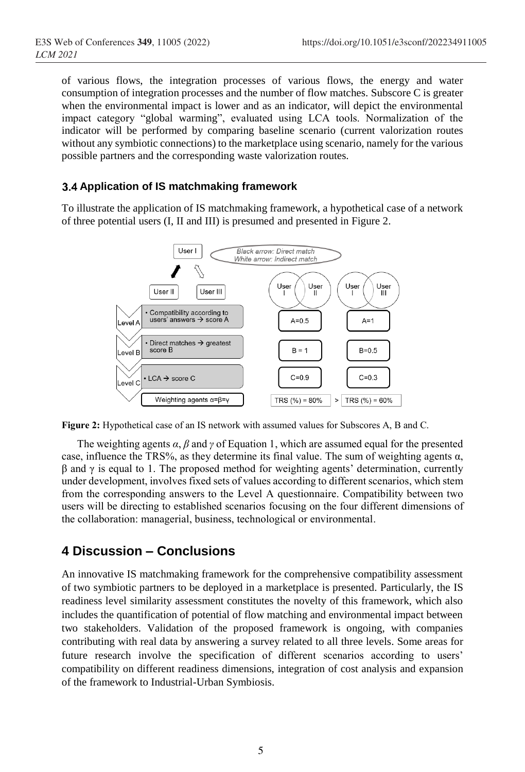of various flows, the integration processes of various flows, the energy and water consumption of integration processes and the number of flow matches. Subscore C is greater when the environmental impact is lower and as an indicator, will depict the environmental impact category "global warming", evaluated using LCA tools. Normalization of the indicator will be performed by comparing baseline scenario (current valorization routes without any symbiotic connections) to the marketplace using scenario, namely for the various possible partners and the corresponding waste valorization routes.

### 3.4 Application of IS matchmaking framework

To illustrate the application of IS matchmaking framework, a hypothetical case of a network of three potential users (I, II and III) is presumed and presented in Figure 2.

**Figure 2:** Hypothetical case of an IS network with assumed values for Subscores A, B and C.

The weighting agents $\alpha$, $\beta$ and $\gamma$ of Equation 1, which are assumed equal for the presented case, influence the TRS%, as they determine its final value. The sum of weighting agents $\alpha$, $\beta$ and $\gamma$ is equal to 1. The proposed method for weighting agents' determination, currently under development, involves fixed sets of values according to different scenarios, which stem from the corresponding answers to the Level A questionnaire. Compatibility between two users will be directing to established scenarios focusing on the four different dimensions of the collaboration: managerial, business, technological or environmental.

## 4 Discussion – Conclusions

An innovative IS matchmaking framework for the comprehensive compatibility assessment of two symbiotic partners to be deployed in a marketplace is presented. Particularly, the IS readiness level similarity assessment constitutes the novelty of this framework, which also includes the quantification of potential of flow matching and environmental impact between two stakeholders. Validation of the proposed framework is ongoing, with companies contributing with real data by answering a survey related to all three levels. Some areas for future research involve the specification of different scenarios according to users' compatibility on different readiness dimensions, integration of cost analysis and expansion of the framework to Industrial-Urban Symbiosis.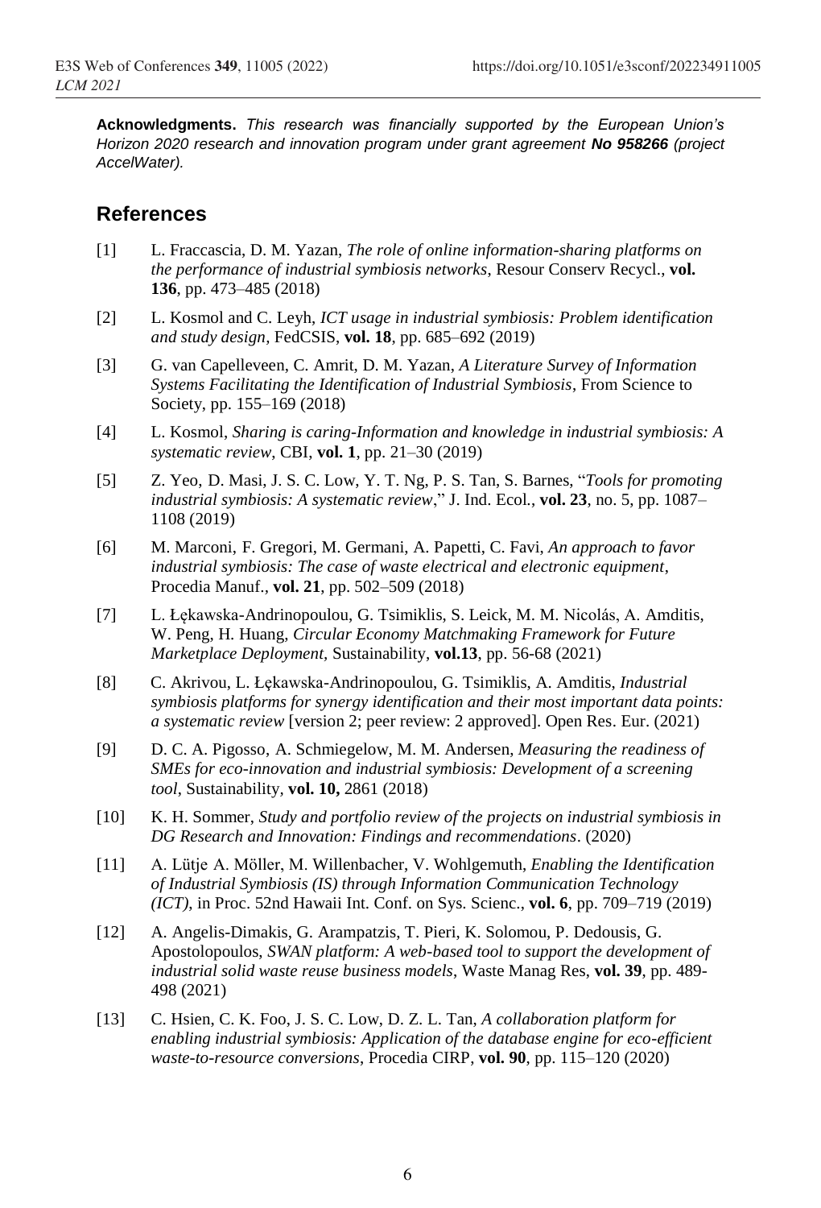**Acknowledgments.** *This research was financially supported by the European Union's Horizon 2020 research and innovation program under grant agreement **No 958266** (project AccelWater).*

## References

[1] L. Fraccascia, D. M. Yazan, *The role of online information-sharing platforms on the performance of industrial symbiosis networks*, Resour Conserv Recycl., **vol. 136**, pp. 473–485 (2018)

[2] L. Kosmol and C. Leyh, *ICT usage in industrial symbiosis: Problem identification and study design*, FedCSIS, **vol. 18**, pp. 685–692 (2019)

[3] G. van Capelleveen, C. Amrit, D. M. Yazan, *A Literature Survey of Information Systems Facilitating the Identification of Industrial Symbiosis*, From Science to Society, pp. 155–169 (2018)

[4] L. Kosmol, *Sharing is caring-Information and knowledge in industrial symbiosis: A systematic review*, CBI, **vol. 1**, pp. 21–30 (2019)

[5] Z. Yeo, D. Masi, J. S. C. Low, Y. T. Ng, P. S. Tan, S. Barnes, "*Tools for promoting industrial symbiosis: A systematic review*," J. Ind. Ecol., **vol. 23**, no. 5, pp. 1087–1108 (2019)

[6] M. Marconi, F. Gregori, M. Germani, A. Papetti, C. Favi, *An approach to favor industrial symbiosis: The case of waste electrical and electronic equipment*, Procedia Manuf., **vol. 21**, pp. 502–509 (2018)

[7] L. Łękawska-Andrinopoulou, G. Tsimiklis, S. Leick, M. M. Nicolás, A. Amditis, W. Peng, H. Huang, *Circular Economy Matchmaking Framework for Future Marketplace Deployment*, Sustainability, **vol.13**, pp. 56-68 (2021)

[8] C. Akrivou, L. Łękawska-Andrinopoulou, G. Tsimiklis, A. Amditis, *Industrial symbiosis platforms for synergy identification and their most important data points: a systematic review* [version 2; peer review: 2 approved]. Open Res. Eur. (2021)

[9] D. C. A. Pigosso, A. Schmiegelow, M. M. Andersen, *Measuring the readiness of SMEs for eco-innovation and industrial symbiosis: Development of a screening tool*, Sustainability, **vol. 10,** 2861 (2018)

[10] K. H. Sommer, *Study and portfolio review of the projects on industrial symbiosis in DG Research and Innovation: Findings and recommendations*. (2020)

[11] A. Lütje A. Möller, M. Willenbacher, V. Wohlgemuth, *Enabling the Identification of Industrial Symbiosis (IS) through Information Communication Technology (ICT)*, in Proc. 52nd Hawaii Int. Conf. on Sys. Scienc., **vol. 6**, pp. 709–719 (2019)

[12] A. Angelis-Dimakis, G. Arampatzis, T. Pieri, K. Solomou, P. Dedousis, G. Apostolopoulos, *SWAN platform: A web-based tool to support the development of industrial solid waste reuse business models*, Waste Manag Res, **vol. 39**, pp. 489-498 (2021)

[13] C. Hsien, C. K. Foo, J. S. C. Low, D. Z. L. Tan, *A collaboration platform for enabling industrial symbiosis: Application of the database engine for eco-efficient waste-to-resource conversions*, Procedia CIRP, **vol. 90**, pp. 115–120 (2020)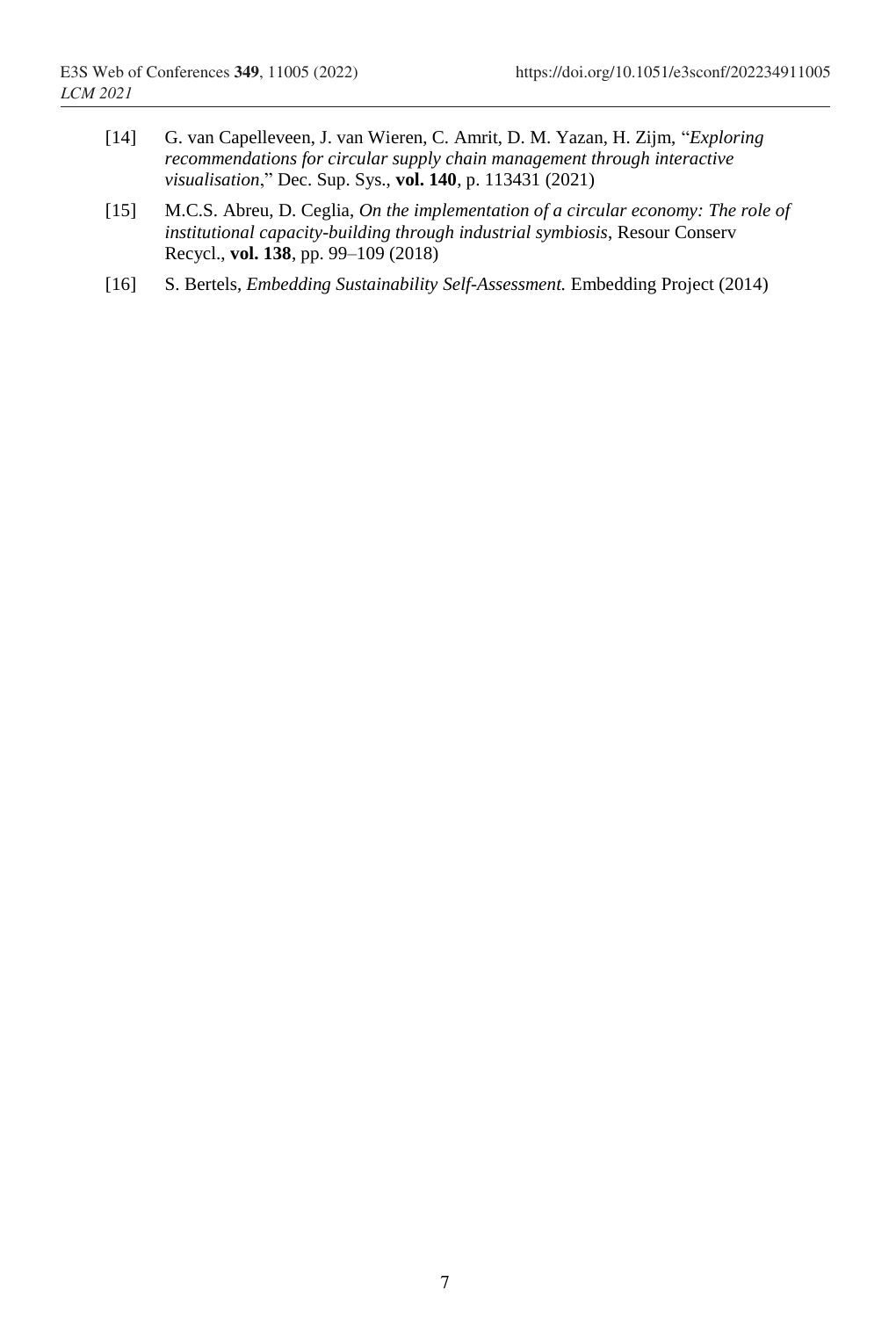[14] G. van Capelleveen, J. van Wieren, C. Amrit, D. M. Yazan, H. Zijm, "*Exploring recommendations for circular supply chain management through interactive visualisation*," Dec. Sup. Sys., **vol. 140**, p. 113431 (2021)

[15] M.C.S. Abreu, D. Ceglia, *On the implementation of a circular economy: The role of institutional capacity-building through industrial symbiosis*, Resour Conserv Recycl., **vol. 138**, pp. 99–109 (2018)

[16] S. Bertels, *Embedding Sustainability Self-Assessment.* Embedding Project (2014)